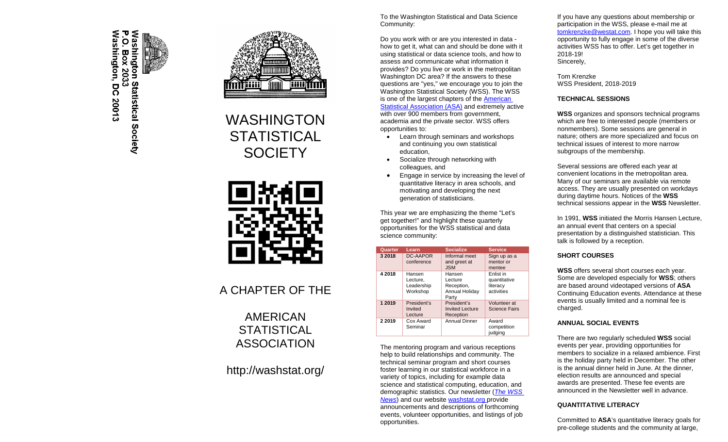Washington Statistical Society
P.O. Box 2033
Washington, DC 20013

# WASHINGTON STATISTICAL SOCIETY

## A CHAPTER OF THE

## AMERICAN STATISTICAL ASSOCIATION

http://washstat.org/

To the Washington Statistical and Data Science Community:

Do you work with or are you interested in data - how to get it, what can and should be done with it using statistical or data science tools, and how to assess and communicate what information it provides? Do you live or work in the metropolitan Washington DC area? If the answers to these questions are "yes," we encourage you to join the Washington Statistical Society (WSS). The WSS is one of the largest chapters of the [American Statistical Association (ASA)] and extremely active with over 900 members from government, academia and the private sector. WSS offers opportunities to:

- Learn through seminars and workshops and continuing you own statistical education,
- Socialize through networking with colleagues, and
- Engage in service by increasing the level of quantitative literacy in area schools, and motivating and developing the next generation of statisticians.

This year we are emphasizing the theme "Let's get together!" and highlight these quarterly opportunities for the WSS statistical and data science community:

| Quarter | Learn | Socialize | Service |
|---|---|---|---|
| 3 2018 | DC-AAPOR conference | Informal meet and greet at JSM | Sign up as a mentor or mentee |
| 4 2018 | Hansen Lecture, Leadership Workshop | Hansen Lecture Reception, Annual Holiday Party | Enlist in quantitative literacy activities |
| 1 2019 | President's Invited Lecture | President's Invited Lecture Reception | Volunteer at Science Fairs |
| 2 2019 | Cox Award Seminar | Annual Dinner | Award competition judging |

The mentoring program and various receptions help to build relationships and community. The technical seminar program and short courses foster learning in our statistical workforce in a variety of topics, including for example data science and statistical computing, education, and demographic statistics. Our newsletter (*The WSS News*) and our website washstat.org provide announcements and descriptions of forthcoming events, volunteer opportunities, and listings of job opportunities.

If you have any questions about membership or participation in the WSS, please e-mail me at tomkrenzke@westat.com. I hope you will take this opportunity to fully engage in some of the diverse activities WSS has to offer. Let's get together in 2018-19!
Sincerely,

Tom Krenzke
WSS President, 2018-2019

### TECHNICAL SESSIONS

**WSS** organizes and sponsors technical programs which are free to interested people (members or nonmembers). Some sessions are general in nature; others are more specialized and focus on technical issues of interest to more narrow subgroups of the membership.

Several sessions are offered each year at convenient locations in the metropolitan area. Many of our seminars are available via remote access. They are usually presented on workdays during daytime hours. Notices of the **WSS** technical sessions appear in the **WSS** Newsletter.

In 1991, **WSS** initiated the Morris Hansen Lecture, an annual event that centers on a special presentation by a distinguished statistician. This talk is followed by a reception.

### SHORT COURSES

**WSS** offers several short courses each year. Some are developed especially for **WSS**; others are based around videotaped versions of **ASA** Continuing Education events. Attendance at these events is usually limited and a nominal fee is charged.

### ANNUAL SOCIAL EVENTS

There are two regularly scheduled **WSS** social events per year, providing opportunities for members to socialize in a relaxed ambience. First is the holiday party held in December. The other is the annual dinner held in June. At the dinner, election results are announced and special awards are presented. These fee events are announced in the Newsletter well in advance.

### QUANTITATIVE LITERACY

Committed to **ASA**'s quantitative literacy goals for pre-college students and the community at large,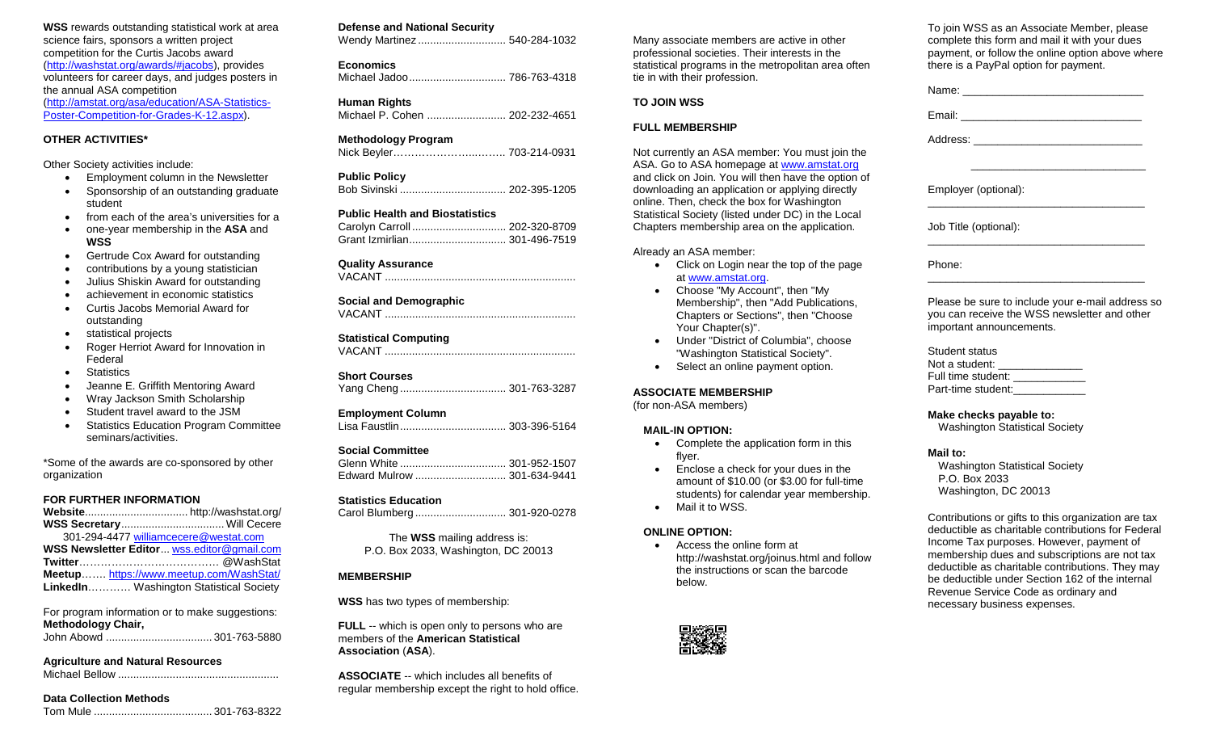**WSS** rewards outstanding statistical work at area science fairs, sponsors a written project competition for the Curtis Jacobs award (http://washstat.org/awards/#jacobs), provides volunteers for career days, and judges posters in the annual ASA competition (http://amstat.org/asa/education/ASA-Statistics-Poster-Competition-for-Grades-K-12.aspx).

## OTHER ACTIVITIES*

Other Society activities include:

- Employment column in the Newsletter
- Sponsorship of an outstanding graduate student
- from each of the area's universities for a
- one-year membership in the **ASA** and **WSS**
- Gertrude Cox Award for outstanding
- contributions by a young statistician
- Julius Shiskin Award for outstanding
- achievement in economic statistics
- Curtis Jacobs Memorial Award for outstanding
- statistical projects
- Roger Herriot Award for Innovation in Federal
- Statistics
- Jeanne E. Griffith Mentoring Award
- Wray Jackson Smith Scholarship
- Student travel award to the JSM
- Statistics Education Program Committee seminars/activities.

*Some of the awards are co-sponsored by other organization

## FOR FURTHER INFORMATION

**Website**.................................. http://washstat.org/
**WSS Secretary**.................................. Will Cecere
301-294-4477 williamcecere@westat.com
**WSS Newsletter Editor**... wss.editor@gmail.com
**Twitter**………………………………… @WashStat
**Meetup**……. https://www.meetup.com/WashStat/
**LinkedIn**………… Washington Statistical Society

For program information or to make suggestions:
**Methodology Chair,**
John Abowd .................................. 301-763-5880

**Agriculture and Natural Resources**
Michael Bellow ....................................................

**Data Collection Methods**
Tom Mule ....................................... 301-763-8322

**Defense and National Security**
Wendy Martinez ............................ 540-284-1032

**Economics**
Michael Jadoo................................ 786-763-4318

**Human Rights**
Michael P. Cohen .......................... 202-232-4651

**Methodology Program**
Nick Beyler……………………..……. 703-214-0931

**Public Policy**
Bob Sivinski ................................... 202-395-1205

**Public Health and Biostatistics**
Carolyn Carroll ............................... 202-320-8709
Grant Izmirlian................................ 301-496-7519

**Quality Assurance**
VACANT ..............................................................

**Social and Demographic**
VACANT ..............................................................

**Statistical Computing**
VACANT ..............................................................

**Short Courses**
Yang Cheng ................................... 301-763-3287

**Employment Column**
Lisa Faustlin................................... 303-396-5164

**Social Committee**
Glenn White ................................... 301-952-1507
Edward Mulrow ............................. 301-634-9441

**Statistics Education**
Carol Blumberg ............................. 301-920-0278

The **WSS** mailing address is:
P.O. Box 2033, Washington, DC 20013

## MEMBERSHIP

**WSS** has two types of membership:

**FULL** -- which is open only to persons who are members of the **American Statistical Association** (**ASA**).

**ASSOCIATE** -- which includes all benefits of regular membership except the right to hold office.

Many associate members are active in other professional societies. Their interests in the statistical programs in the metropolitan area often tie in with their profession.

## TO JOIN WSS

## FULL MEMBERSHIP

Not currently an ASA member: You must join the ASA. Go to ASA homepage at www.amstat.org and click on Join. You will then have the option of downloading an application or applying directly online. Then, check the box for Washington Statistical Society (listed under DC) in the Local Chapters membership area on the application.

Already an ASA member:

- Click on Login near the top of the page at www.amstat.org.
- Choose "My Account", then "My Membership", then "Add Publications, Chapters or Sections", then "Choose Your Chapter(s)".
- Under "District of Columbia", choose "Washington Statistical Society".
- Select an online payment option.

## ASSOCIATE MEMBERSHIP

(for non-ASA members)

### MAIL-IN OPTION:

- Complete the application form in this flyer.
- Enclose a check for your dues in the amount of $10.00 (or $3.00 for full-time students) for calendar year membership.
- Mail it to WSS.

### ONLINE OPTION:

- Access the online form at http://washstat.org/joinus.html and follow the instructions or scan the barcode below.

To join WSS as an Associate Member, please complete this form and mail it with your dues payment, or follow the online option above where there is a PayPal option for payment.

Name: ______________________________

Email: ______________________________

Address: ____________________________

______________________________

Employer (optional):
______________________________

Job Title (optional):
______________________________

Phone:
______________________________

Please be sure to include your e-mail address so you can receive the WSS newsletter and other important announcements.

Student status
Not a student: _____________
Full time student: ____________
Part-time student:____________

**Make checks payable to:**
Washington Statistical Society

**Mail to:**
Washington Statistical Society
P.O. Box 2033
Washington, DC 20013

Contributions or gifts to this organization are tax deductible as charitable contributions for Federal Income Tax purposes. However, payment of membership dues and subscriptions are not tax deductible as charitable contributions. They may be deductible under Section 162 of the internal Revenue Service Code as ordinary and necessary business expenses.